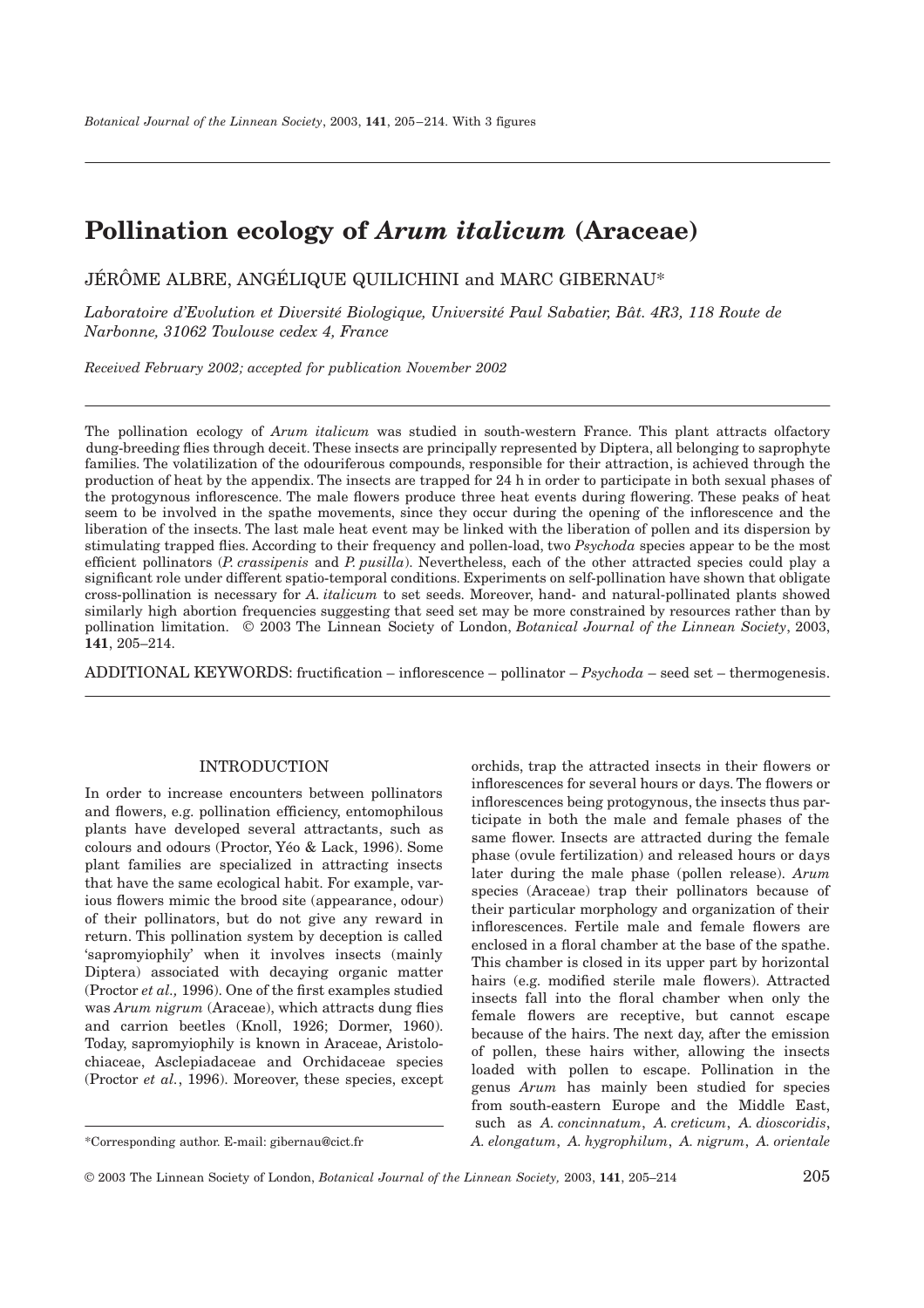# Pollination ecology of *Arum italicum* (Araceae)

JÉRÔME ALBRE, ANGÉLIQUE QUILICHINI and MARC GIBERNAU*

*Laboratoire d'Evolution et Diversité Biologique, Université Paul Sabatier, Bât. 4R3, 118 Route de Narbonne, 31062 Toulouse cedex 4, France*

*Received February 2002; accepted for publication November 2002*

The pollination ecology of *Arum italicum* was studied in south-western France. This plant attracts olfactory dung-breeding flies through deceit. These insects are principally represented by Diptera, all belonging to saprophyte families. The volatilization of the odouriferous compounds, responsible for their attraction, is achieved through the production of heat by the appendix. The insects are trapped for 24 h in order to participate in both sexual phases of the protogynous inflorescence. The male flowers produce three heat events during flowering. These peaks of heat seem to be involved in the spathe movements, since they occur during the opening of the inflorescence and the liberation of the insects. The last male heat event may be linked with the liberation of pollen and its dispersion by stimulating trapped flies. According to their frequency and pollen-load, two *Psychoda* species appear to be the most efficient pollinators (*P. crassipenis* and *P. pusilla*). Nevertheless, each of the other attracted species could play a significant role under different spatio-temporal conditions. Experiments on self-pollination have shown that obligate cross-pollination is necessary for *A. italicum* to set seeds. Moreover, hand- and natural-pollinated plants showed similarly high abortion frequencies suggesting that seed set may be more constrained by resources rather than by pollination limitation. © 2003 The Linnean Society of London, *Botanical Journal of the Linnean Society*, 2003, **141**, 205–214.

ADDITIONAL KEYWORDS: fructification – inflorescence – pollinator – *Psychoda* – seed set – thermogenesis.

## INTRODUCTION

In order to increase encounters between pollinators and flowers, e.g. pollination efficiency, entomophilous plants have developed several attractants, such as colours and odours (Proctor, Yéo & Lack, 1996). Some plant families are specialized in attracting insects that have the same ecological habit. For example, various flowers mimic the brood site (appearance, odour) of their pollinators, but do not give any reward in return. This pollination system by deception is called 'sapromyiophily' when it involves insects (mainly Diptera) associated with decaying organic matter (Proctor *et al.,* 1996). One of the first examples studied was *Arum nigrum* (Araceae), which attracts dung flies and carrion beetles (Knoll, 1926; Dormer, 1960). Today, sapromyiophily is known in Araceae, Aristolochiaceae, Asclepiadaceae and Orchidaceae species (Proctor *et al.*, 1996). Moreover, these species, except orchids, trap the attracted insects in their flowers or inflorescences for several hours or days. The flowers or inflorescences being protogynous, the insects thus participate in both the male and female phases of the same flower. Insects are attracted during the female phase (ovule fertilization) and released hours or days later during the male phase (pollen release). *Arum* species (Araceae) trap their pollinators because of their particular morphology and organization of their inflorescences. Fertile male and female flowers are enclosed in a floral chamber at the base of the spathe. This chamber is closed in its upper part by horizontal hairs (e.g. modified sterile male flowers). Attracted insects fall into the floral chamber when only the female flowers are receptive, but cannot escape because of the hairs. The next day, after the emission of pollen, these hairs wither, allowing the insects loaded with pollen to escape. Pollination in the genus *Arum* has mainly been studied for species from south-eastern Europe and the Middle East, such as *A. concinnatum*, *A. creticum*, *A. dioscoridis*, *A. elongatum*, *A. hygrophilum*, *A. nigrum*, *A. orientale*

*Corresponding author. E-mail: gibernau@cict.fr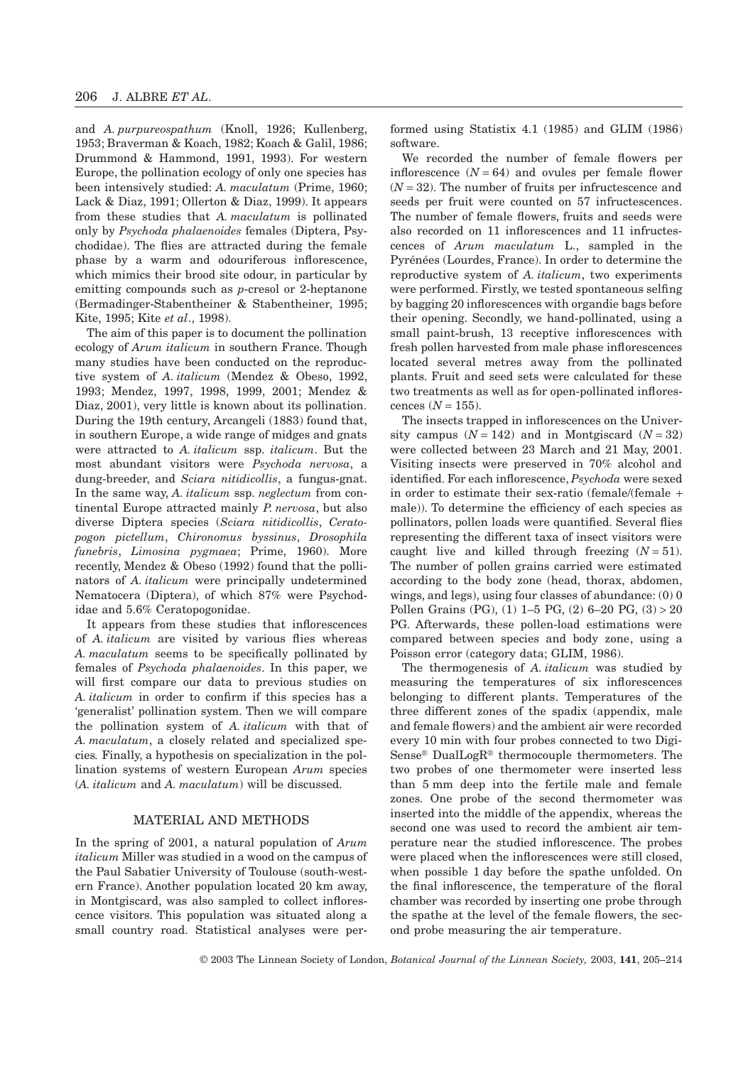and *A. purpureospathum* (Knoll, 1926; Kullenberg, 1953; Braverman & Koach, 1982; Koach & Galil, 1986; Drummond & Hammond, 1991, 1993). For western Europe, the pollination ecology of only one species has been intensively studied: *A. maculatum* (Prime, 1960; Lack & Diaz, 1991; Ollerton & Diaz, 1999). It appears from these studies that *A. maculatum* is pollinated only by *Psychoda phalaenoides* females (Diptera, Psychodidae). The flies are attracted during the female phase by a warm and odouriferous inflorescence, which mimics their brood site odour, in particular by emitting compounds such as *p*-cresol or 2-heptanone (Bermadinger-Stabentheiner & Stabentheiner, 1995; Kite, 1995; Kite *et al*., 1998).

The aim of this paper is to document the pollination ecology of *Arum italicum* in southern France. Though many studies have been conducted on the reproductive system of *A. italicum* (Mendez & Obeso, 1992, 1993; Mendez, 1997, 1998, 1999, 2001; Mendez & Diaz, 2001), very little is known about its pollination. During the 19th century, Arcangeli (1883) found that, in southern Europe, a wide range of midges and gnats were attracted to *A. italicum* ssp. *italicum*. But the most abundant visitors were *Psychoda nervosa*, a dung-breeder, and *Sciara nitidicollis*, a fungus-gnat. In the same way, *A. italicum* ssp. *neglectum* from continental Europe attracted mainly *P. nervosa*, but also diverse Diptera species (*Sciara nitidicollis*, *Ceratopogon pictellum*, *Chironomus byssinus*, *Drosophila funebris*, *Limosina pygmaea*; Prime, 1960). More recently, Mendez & Obeso (1992) found that the pollinators of *A. italicum* were principally undetermined Nematocera (Diptera), of which 87% were Psychodidae and 5.6% Ceratopogonidae.

It appears from these studies that inflorescences of *A. italicum* are visited by various flies whereas *A. maculatum* seems to be specifically pollinated by females of *Psychoda phalaenoides*. In this paper, we will first compare our data to previous studies on *A. italicum* in order to confirm if this species has a 'generalist' pollination system. Then we will compare the pollination system of *A. italicum* with that of *A. maculatum*, a closely related and specialized species*.* Finally, a hypothesis on specialization in the pollination systems of western European *Arum* species (*A. italicum* and *A. maculatum*) will be discussed.

## MATERIAL AND METHODS

In the spring of 2001, a natural population of *Arum italicum* Miller was studied in a wood on the campus of the Paul Sabatier University of Toulouse (south-western France). Another population located 20 km away, in Montgiscard, was also sampled to collect inflorescence visitors. This population was situated along a small country road. Statistical analyses were performed using Statistix 4.1 (1985) and GLIM (1986) software.

We recorded the number of female flowers per inflorescence ($N = 64$) and ovules per female flower ($N = 32$). The number of fruits per infructescence and seeds per fruit were counted on 57 infructescences. The number of female flowers, fruits and seeds were also recorded on 11 inflorescences and 11 infructescences of *Arum maculatum* L., sampled in the Pyrénées (Lourdes, France). In order to determine the reproductive system of *A. italicum*, two experiments were performed. Firstly, we tested spontaneous selfing by bagging 20 inflorescences with organdie bags before their opening. Secondly, we hand-pollinated, using a small paint-brush, 13 receptive inflorescences with fresh pollen harvested from male phase inflorescences located several metres away from the pollinated plants. Fruit and seed sets were calculated for these two treatments as well as for open-pollinated inflorescences ($N = 155$).

The insects trapped in inflorescences on the University campus ($N = 142$) and in Montgiscard ($N = 32$) were collected between 23 March and 21 May, 2001. Visiting insects were preserved in 70% alcohol and identified. For each inflorescence, *Psychoda* were sexed in order to estimate their sex-ratio (female/(female + male)). To determine the efficiency of each species as pollinators, pollen loads were quantified. Several flies representing the different taxa of insect visitors were caught live and killed through freezing ($N = 51$). The number of pollen grains carried were estimated according to the body zone (head, thorax, abdomen, wings, and legs), using four classes of abundance: (0) 0 Pollen Grains (PG), (1) 1–5 PG, (2) 6–20 PG, (3) > 20 PG. Afterwards, these pollen-load estimations were compared between species and body zone, using a Poisson error (category data; GLIM, 1986).

The thermogenesis of *A. italicum* was studied by measuring the temperatures of six inflorescences belonging to different plants. Temperatures of the three different zones of the spadix (appendix, male and female flowers) and the ambient air were recorded every 10 min with four probes connected to two Digi-Sense® DualLogR® thermocouple thermometers. The two probes of one thermometer were inserted less than 5 mm deep into the fertile male and female zones. One probe of the second thermometer was inserted into the middle of the appendix, whereas the second one was used to record the ambient air temperature near the studied inflorescence. The probes were placed when the inflorescences were still closed, when possible 1 day before the spathe unfolded. On the final inflorescence, the temperature of the floral chamber was recorded by inserting one probe through the spathe at the level of the female flowers, the second probe measuring the air temperature.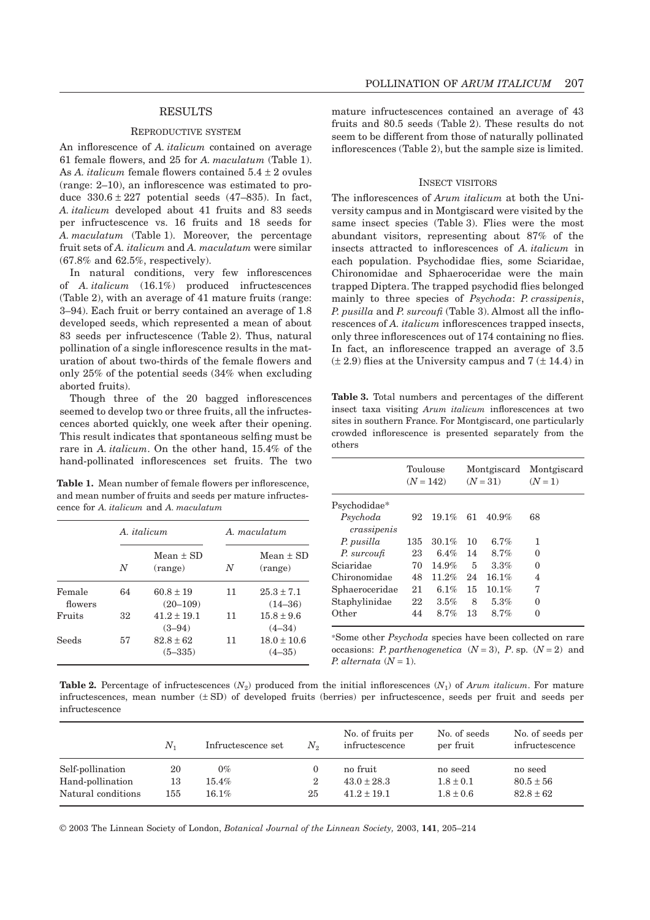## RESULTS

### REPRODUCTIVE SYSTEM

An inflorescence of *A. italicum* contained on average 61 female flowers, and 25 for *A. maculatum* (Table 1). As *A. italicum* female flowers contained 5.4 ± 2 ovules (range: 2–10), an inflorescence was estimated to produce 330.6 ± 227 potential seeds (47–835). In fact, *A. italicum* developed about 41 fruits and 83 seeds per infructescence vs. 16 fruits and 18 seeds for *A. maculatum* (Table 1). Moreover, the percentage fruit sets of *A. italicum* and *A. maculatum* were similar (67.8% and 62.5%, respectively).

In natural conditions, very few inflorescences of *A. italicum* (16.1%) produced infructescences (Table 2), with an average of 41 mature fruits (range: 3–94). Each fruit or berry contained an average of 1.8 developed seeds, which represented a mean of about 83 seeds per infructescence (Table 2). Thus, natural pollination of a single inflorescence results in the maturation of about two-thirds of the female flowers and only 25% of the potential seeds (34% when excluding aborted fruits).

Though three of the 20 bagged inflorescences seemed to develop two or three fruits, all the infructescences aborted quickly, one week after their opening. This result indicates that spontaneous selfing must be rare in *A. italicum*. On the other hand, 15.4% of the hand-pollinated inflorescences set fruits. The two mature infructescences contained an average of 43 fruits and 80.5 seeds (Table 2). These results do not seem to be different from those of naturally pollinated inflorescences (Table 2), but the sample size is limited.

**Table 1.** Mean number of female flowers per inflorescence, and mean number of fruits and seeds per mature infructescence for *A. italicum* and *A. maculatum*

| | *A. italicum* | | *A. maculatum* | |
|---|---|---|---|---|
| | $N$ | Mean ± SD (range) | $N$ | Mean ± SD (range) |
| Female flowers | 64 | 60.8 ± 19 (20–109) | 11 | 25.3 ± 7.1 (14–36) |
| Fruits | 32 | 41.2 ± 19.1 (3–94) | 11 | 15.8 ± 9.6 (4–34) |
| Seeds | 57 | 82.8 ± 62 (5–335) | 11 | 18.0 ± 10.6 (4–35) |

### INSECT VISITORS

The inflorescences of *Arum italicum* at both the University campus and in Montgiscard were visited by the same insect species (Table 3). Flies were the most abundant visitors, representing about 87% of the insects attracted to inflorescences of *A. italicum* in each population. Psychodidae flies, some Sciaridae, Chironomidae and Sphaeroceridae were the main trapped Diptera. The trapped psychodid flies belonged mainly to three species of *Psychoda*: *P. crassipenis*, *P. pusilla* and *P. surcoufi* (Table 3). Almost all the inflorescences of *A. italicum* inflorescences trapped insects, only three inflorescences out of 174 containing no flies. In fact, an inflorescence trapped an average of 3.5 (± 2.9) flies at the University campus and 7 (± 14.4) in

**Table 3.** Total numbers and percentages of the different insect taxa visiting *Arum italicum* inflorescences at two sites in southern France. For Montgiscard, one particularly crowded inflorescence is presented separately from the others

| | Toulouse ($N$ = 142) | | Montgiscard ($N$ = 31) | | Montgiscard ($N$ = 1) |
|---|---|---|---|---|---|
| Psychodidae* | | | | | |
| *Psychoda crassipenis* | 92 | 19.1% | 61 | 40.9% | 68 |
| *P. pusilla* | 135 | 30.1% | 10 | 6.7% | 1 |
| *P. surcoufi* | 23 | 6.4% | 14 | 8.7% | 0 |
| Sciaridae | 70 | 14.9% | 5 | 3.3% | 0 |
| Chironomidae | 48 | 11.2% | 24 | 16.1% | 4 |
| Sphaeroceridae | 21 | 6.1% | 15 | 10.1% | 7 |
| Staphylinidae | 22 | 3.5% | 8 | 5.3% | 0 |
| Other | 44 | 8.7% | 13 | 8.7% | 0 |

*Some other *Psychoda* species have been collected on rare occasions: *P. parthenogenetica* ($N$ = 3), *P.* sp. ($N$ = 2) and *P. alternata* ($N$ = 1).

**Table 2.** Percentage of infructescences ($N_2$) produced from the initial inflorescences ($N_1$) of *Arum italicum*. For mature infructescences, mean number (± SD) of developed fruits (berries) per infructescence, seeds per fruit and seeds per infructescence

| | $N_1$ | Infructescence set | $N_2$ | No. of fruits per infructescence | No. of seeds per fruit | No. of seeds per infructescence |
|---|---|---|---|---|---|---|
| Self-pollination | 20 | 0% | 0 | no fruit | no seed | no seed |
| Hand-pollination | 13 | 15.4% | 2 | 43.0 ± 28.3 | 1.8 ± 0.1 | 80.5 ± 56 |
| Natural conditions | 155 | 16.1% | 25 | 41.2 ± 19.1 | 1.8 ± 0.6 | 82.8 ± 62 |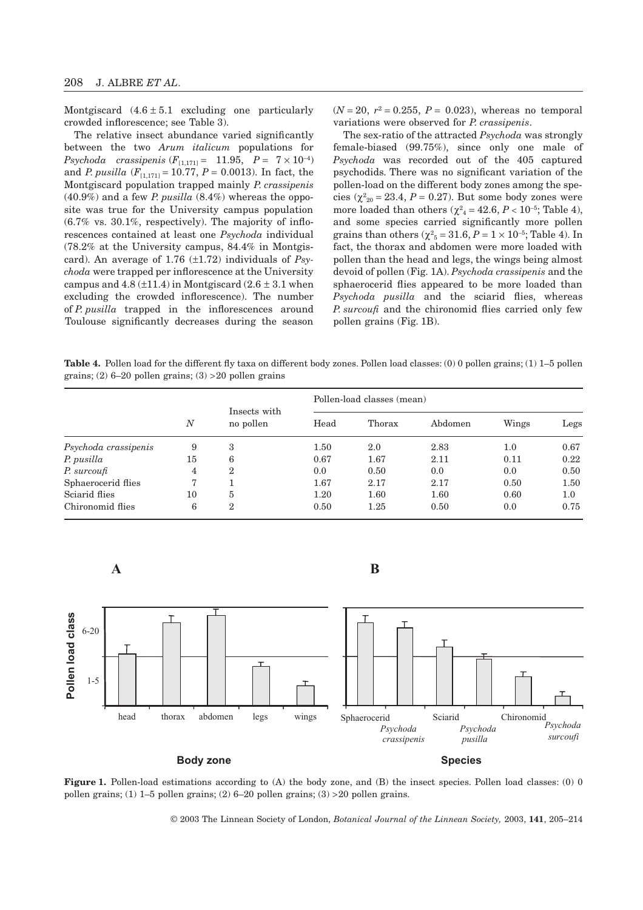Montgiscard ($4.6 \pm 5.1$ excluding one particularly crowded inflorescence; see Table 3).

The relative insect abundance varied significantly between the two *Arum italicum* populations for *Psychoda crassipenis* ($F_{[1,171]} = 11.95$, $P = 7 \times 10^{-4}$) and *P. pusilla* ($F_{[1,171]} = 10.77$, $P = 0.0013$). In fact, the Montgiscard population trapped mainly *P. crassipenis* (40.9%) and a few *P. pusilla* (8.4%) whereas the opposite was true for the University campus population (6.7% vs. 30.1%, respectively). The majority of inflorescences contained at least one *Psychoda* individual (78.2% at the University campus, 84.4% in Montgiscard). An average of 1.76 (±1.72) individuals of *Psychoda* were trapped per inflorescence at the University campus and 4.8 (±11.4) in Montgiscard ($2.6 \pm 3.1$ when excluding the crowded inflorescence). The number of *P. pusilla* trapped in the inflorescences around Toulouse significantly decreases during the season ($N = 20$, $r^2 = 0.255$, $P = 0.023$), whereas no temporal variations were observed for *P. crassipenis*.

The sex-ratio of the attracted *Psychoda* was strongly female-biased (99.75%), since only one male of *Psychoda* was recorded out of the 405 captured psychodids. There was no significant variation of the pollen-load on the different body zones among the species ($\chi^2_{20} = 23.4$, $P = 0.27$). But some body zones were more loaded than others ($\chi^2_{4} = 42.6$, $P < 10^{-5}$; Table 4), and some species carried significantly more pollen grains than others ($\chi^2_{5} = 31.6$, $P = 1 \times 10^{-5}$; Table 4). In fact, the thorax and abdomen were more loaded with pollen than the head and legs, the wings being almost devoid of pollen (Fig. 1A). *Psychoda crassipenis* and the sphaerocerid flies appeared to be more loaded than *Psychoda pusilla* and the sciarid flies, whereas *P. surcoufi* and the chironomid flies carried only few pollen grains (Fig. 1B).

**Table 4.** Pollen load for the different fly taxa on different body zones. Pollen load classes: (0) 0 pollen grains; (1) 1–5 pollen grains; (2) 6–20 pollen grains; (3) >20 pollen grains

| | | | Pollen-load classes (mean) | | | | |
|---|---|---|---|---|---|---|---|
| | $N$ | Insects with no pollen | Head | Thorax | Abdomen | Wings | Legs |
| *Psychoda crassipenis* | 9 | 3 | 1.50 | 2.0 | 2.83 | 1.0 | 0.67 |
| *P. pusilla* | 15 | 6 | 0.67 | 1.67 | 2.11 | 0.11 | 0.22 |
| *P. surcoufi* | 4 | 2 | 0.0 | 0.50 | 0.0 | 0.0 | 0.50 |
| Sphaerocerid flies | 7 | 1 | 1.67 | 2.17 | 2.17 | 0.50 | 1.50 |
| Sciarid flies | 10 | 5 | 1.20 | 1.60 | 1.60 | 0.60 | 1.0 |
| Chironomid flies | 6 | 2 | 0.50 | 1.25 | 0.50 | 0.0 | 0.75 |

**Figure 1.** Pollen-load estimations according to (A) the body zone, and (B) the insect species. Pollen load classes: (0) 0 pollen grains; (1) 1–5 pollen grains; (2) 6–20 pollen grains; (3) >20 pollen grains.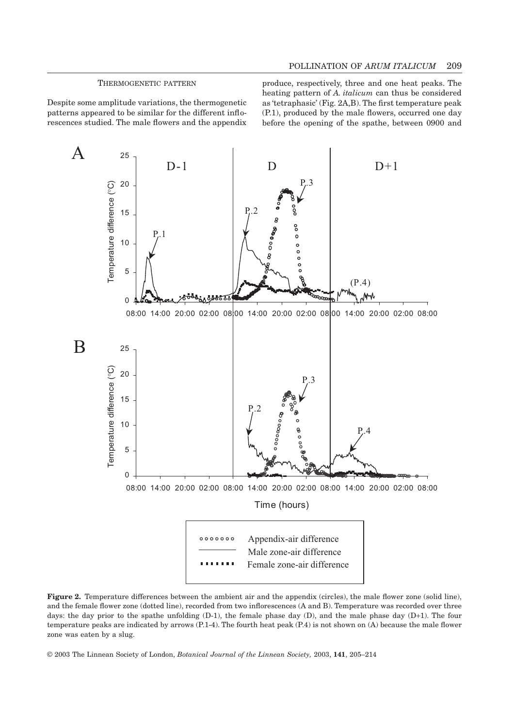### THERMOGENETIC PATTERN

Despite some amplitude variations, the thermogenetic patterns appeared to be similar for the different inflorescences studied. The male flowers and the appendix produce, respectively, three and one heat peaks. The heating pattern of *A. italicum* can thus be considered as 'tetraphasic' (Fig. 2A,B). The first temperature peak (P.1), produced by the male flowers, occurred one day before the opening of the spathe, between 0900 and

**Figure 2.** Temperature differences between the ambient air and the appendix (circles), the male flower zone (solid line), and the female flower zone (dotted line), recorded from two inflorescences (A and B). Temperature was recorded over three days: the day prior to the spathe unfolding (D-1), the female phase day (D), and the male phase day (D+1). The four temperature peaks are indicated by arrows (P.1-4). The fourth heat peak (P.4) is not shown on (A) because the male flower zone was eaten by a slug.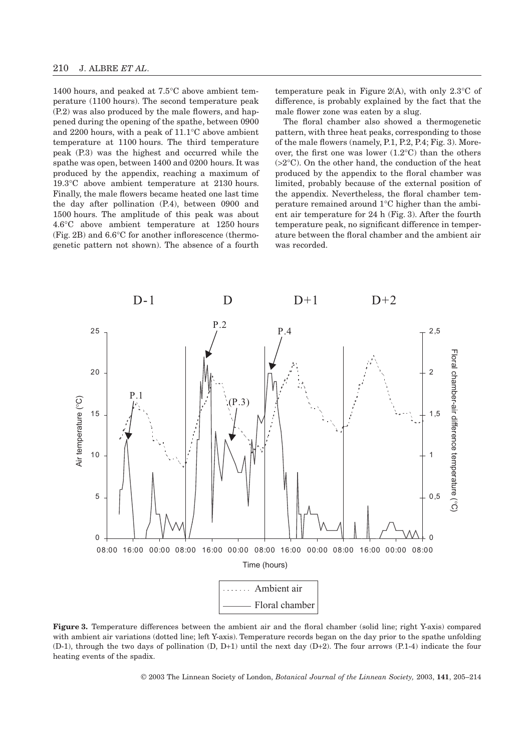1400 hours, and peaked at 7.5°C above ambient temperature (1100 hours). The second temperature peak (P.2) was also produced by the male flowers, and happened during the opening of the spathe, between 0900 and 2200 hours, with a peak of 11.1°C above ambient temperature at 1100 hours. The third temperature peak (P.3) was the highest and occurred while the spathe was open, between 1400 and 0200 hours. It was produced by the appendix, reaching a maximum of 19.3°C above ambient temperature at 2130 hours. Finally, the male flowers became heated one last time the day after pollination (P.4), between 0900 and 1500 hours. The amplitude of this peak was about 4.6°C above ambient temperature at 1250 hours (Fig. 2B) and 6.6°C for another inflorescence (thermogenetic pattern not shown). The absence of a fourth temperature peak in Figure 2(A), with only 2.3°C of difference, is probably explained by the fact that the male flower zone was eaten by a slug.

The floral chamber also showed a thermogenetic pattern, with three heat peaks, corresponding to those of the male flowers (namely, P.1, P.2, P.4; Fig. 3). Moreover, the first one was lower (1.2°C) than the others (>2°C). On the other hand, the conduction of the heat produced by the appendix to the floral chamber was limited, probably because of the external position of the appendix. Nevertheless, the floral chamber temperature remained around 1°C higher than the ambient air temperature for 24 h (Fig. 3). After the fourth temperature peak, no significant difference in temperature between the floral chamber and the ambient air was recorded.

**Figure 3.** Temperature differences between the ambient air and the floral chamber (solid line; right Y-axis) compared with ambient air variations (dotted line; left Y-axis). Temperature records began on the day prior to the spathe unfolding (D-1), through the two days of pollination (D, D+1) until the next day (D+2). The four arrows (P.1-4) indicate the four heating events of the spadix.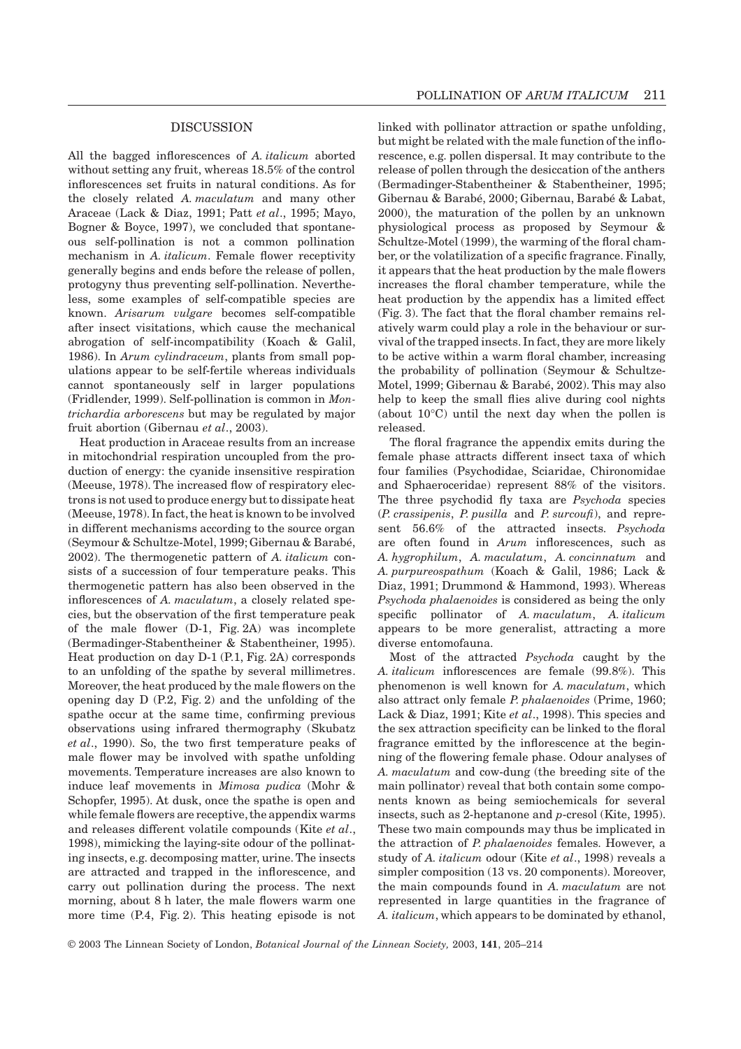## DISCUSSION

All the bagged inflorescences of *A. italicum* aborted without setting any fruit, whereas 18.5% of the control inflorescences set fruits in natural conditions. As for the closely related *A. maculatum* and many other Araceae (Lack & Diaz, 1991; Patt *et al*., 1995; Mayo, Bogner & Boyce, 1997), we concluded that spontaneous self-pollination is not a common pollination mechanism in *A. italicum*. Female flower receptivity generally begins and ends before the release of pollen, protogyny thus preventing self-pollination. Nevertheless, some examples of self-compatible species are known. *Arisarum vulgare* becomes self-compatible after insect visitations, which cause the mechanical abrogation of self-incompatibility (Koach & Galil, 1986). In *Arum cylindraceum*, plants from small populations appear to be self-fertile whereas individuals cannot spontaneously self in larger populations (Fridlender, 1999). Self-pollination is common in *Montrichardia arborescens* but may be regulated by major fruit abortion (Gibernau *et al*., 2003).

Heat production in Araceae results from an increase in mitochondrial respiration uncoupled from the production of energy: the cyanide insensitive respiration (Meeuse, 1978). The increased flow of respiratory electrons is not used to produce energy but to dissipate heat (Meeuse, 1978). In fact, the heat is known to be involved in different mechanisms according to the source organ (Seymour & Schultze-Motel, 1999; Gibernau & Barabé, 2002). The thermogenetic pattern of *A. italicum* consists of a succession of four temperature peaks. This thermogenetic pattern has also been observed in the inflorescences of *A. maculatum*, a closely related species, but the observation of the first temperature peak of the male flower (D-1, Fig. 2A) was incomplete (Bermadinger-Stabentheiner & Stabentheiner, 1995). Heat production on day D-1 (P.1, Fig. 2A) corresponds to an unfolding of the spathe by several millimetres. Moreover, the heat produced by the male flowers on the opening day D (P.2, Fig. 2) and the unfolding of the spathe occur at the same time, confirming previous observations using infrared thermography (Skubatz *et al*., 1990). So, the two first temperature peaks of male flower may be involved with spathe unfolding movements. Temperature increases are also known to induce leaf movements in *Mimosa pudica* (Mohr & Schopfer, 1995). At dusk, once the spathe is open and while female flowers are receptive, the appendix warms and releases different volatile compounds (Kite *et al*., 1998), mimicking the laying-site odour of the pollinating insects, e.g. decomposing matter, urine. The insects are attracted and trapped in the inflorescence, and carry out pollination during the process. The next morning, about 8 h later, the male flowers warm one more time (P.4, Fig. 2). This heating episode is not linked with pollinator attraction or spathe unfolding, but might be related with the male function of the inflorescence, e.g. pollen dispersal. It may contribute to the release of pollen through the desiccation of the anthers (Bermadinger-Stabentheiner & Stabentheiner, 1995; Gibernau & Barabé, 2000; Gibernau, Barabé & Labat, 2000), the maturation of the pollen by an unknown physiological process as proposed by Seymour & Schultze-Motel (1999), the warming of the floral chamber, or the volatilization of a specific fragrance. Finally, it appears that the heat production by the male flowers increases the floral chamber temperature, while the heat production by the appendix has a limited effect (Fig. 3). The fact that the floral chamber remains relatively warm could play a role in the behaviour or survival of the trapped insects. In fact, they are more likely to be active within a warm floral chamber, increasing the probability of pollination (Seymour & Schultze-Motel, 1999; Gibernau & Barabé, 2002). This may also help to keep the small flies alive during cool nights (about 10°C) until the next day when the pollen is released.

The floral fragrance the appendix emits during the female phase attracts different insect taxa of which four families (Psychodidae, Sciaridae, Chironomidae and Sphaeroceridae) represent 88% of the visitors. The three psychodid fly taxa are *Psychoda* species (*P. crassipenis*, *P. pusilla* and *P. surcoufi*), and represent 56.6% of the attracted insects. *Psychoda* are often found in *Arum* inflorescences, such as *A. hygrophilum*, *A. maculatum*, *A. concinnatum* and *A. purpureospathum* (Koach & Galil, 1986; Lack & Diaz, 1991; Drummond & Hammond, 1993). Whereas *Psychoda phalaenoides* is considered as being the only specific pollinator of *A. maculatum*, *A. italicum* appears to be more generalist, attracting a more diverse entomofauna.

Most of the attracted *Psychoda* caught by the *A. italicum* inflorescences are female (99.8%). This phenomenon is well known for *A. maculatum*, which also attract only female *P. phalaenoides* (Prime, 1960; Lack & Diaz, 1991; Kite *et al*., 1998). This species and the sex attraction specificity can be linked to the floral fragrance emitted by the inflorescence at the beginning of the flowering female phase. Odour analyses of *A. maculatum* and cow-dung (the breeding site of the main pollinator) reveal that both contain some components known as being semiochemicals for several insects, such as 2-heptanone and *p*-cresol (Kite, 1995). These two main compounds may thus be implicated in the attraction of *P. phalaenoides* females. However, a study of *A. italicum* odour (Kite *et al*., 1998) reveals a simpler composition (13 vs. 20 components). Moreover, the main compounds found in *A. maculatum* are not represented in large quantities in the fragrance of *A. italicum*, which appears to be dominated by ethanol,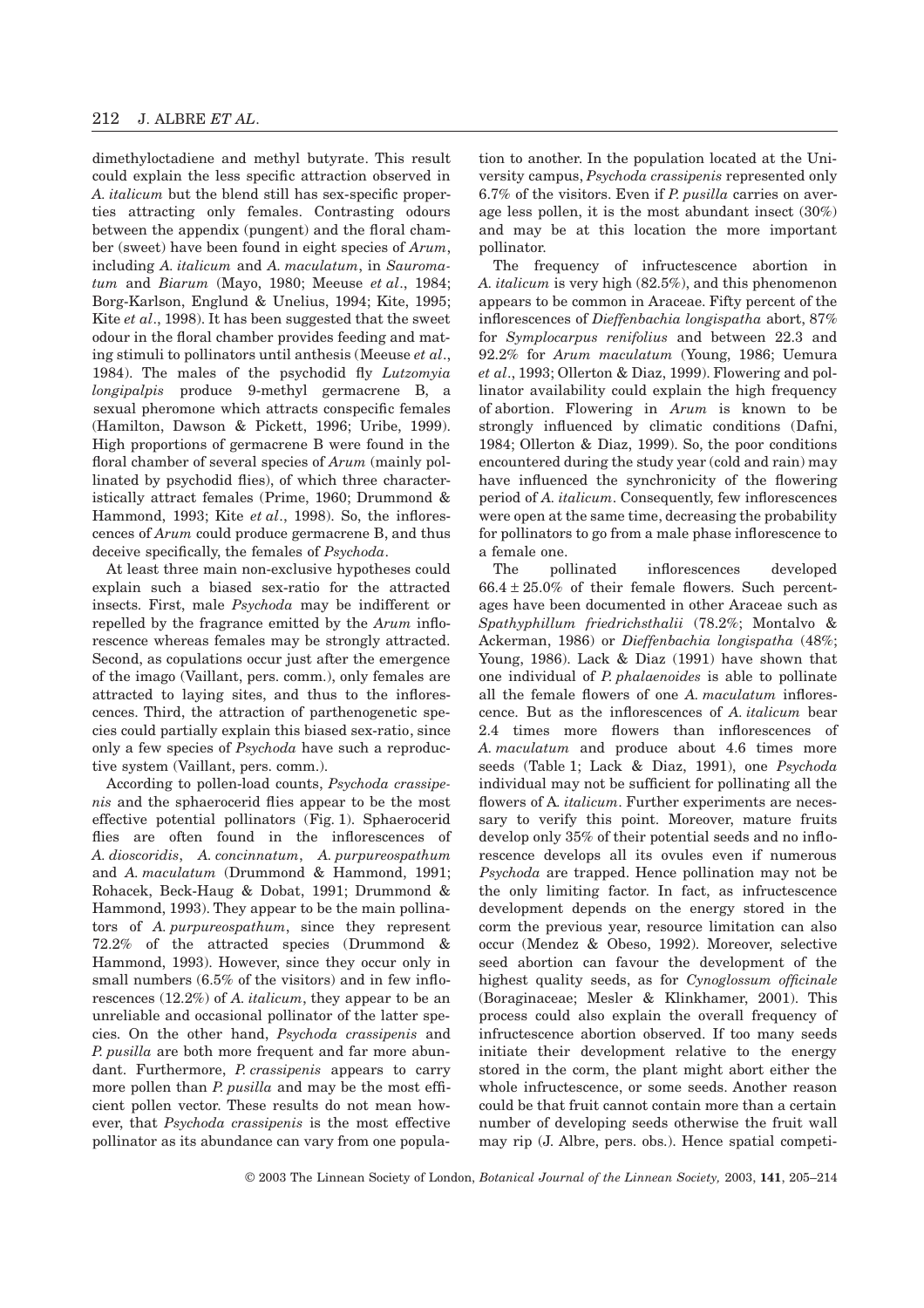dimethyloctadiene and methyl butyrate. This result could explain the less specific attraction observed in *A. italicum* but the blend still has sex-specific properties attracting only females. Contrasting odours between the appendix (pungent) and the floral chamber (sweet) have been found in eight species of *Arum*, including *A. italicum* and *A. maculatum*, in *Sauromatum* and *Biarum* (Mayo, 1980; Meeuse *et al*., 1984; Borg-Karlson, Englund & Unelius, 1994; Kite, 1995; Kite *et al*., 1998). It has been suggested that the sweet odour in the floral chamber provides feeding and mating stimuli to pollinators until anthesis (Meeuse *et al*., 1984). The males of the psychodid fly *Lutzomyia longipalpis* produce 9-methyl germacrene B, a sexual pheromone which attracts conspecific females (Hamilton, Dawson & Pickett, 1996; Uribe, 1999). High proportions of germacrene B were found in the floral chamber of several species of *Arum* (mainly pollinated by psychodid flies), of which three characteristically attract females (Prime, 1960; Drummond & Hammond, 1993; Kite *et al*., 1998). So, the inflorescences of *Arum* could produce germacrene B, and thus deceive specifically, the females of *Psychoda*.

At least three main non-exclusive hypotheses could explain such a biased sex-ratio for the attracted insects. First, male *Psychoda* may be indifferent or repelled by the fragrance emitted by the *Arum* inflorescence whereas females may be strongly attracted. Second, as copulations occur just after the emergence of the imago (Vaillant, pers. comm.), only females are attracted to laying sites, and thus to the inflorescences. Third, the attraction of parthenogenetic species could partially explain this biased sex-ratio, since only a few species of *Psychoda* have such a reproductive system (Vaillant, pers. comm.).

According to pollen-load counts, *Psychoda crassipenis* and the sphaerocerid flies appear to be the most effective potential pollinators (Fig. 1). Sphaerocerid flies are often found in the inflorescences of *A. dioscoridis*, *A. concinnatum*, *A. purpureospathum* and *A. maculatum* (Drummond & Hammond, 1991; Rohacek, Beck-Haug & Dobat, 1991; Drummond & Hammond, 1993). They appear to be the main pollinators of *A. purpureospathum*, since they represent 72.2% of the attracted species (Drummond & Hammond, 1993). However, since they occur only in small numbers (6.5% of the visitors) and in few inflorescences (12.2%) of *A. italicum*, they appear to be an unreliable and occasional pollinator of the latter species. On the other hand, *Psychoda crassipenis* and *P. pusilla* are both more frequent and far more abundant. Furthermore, *P. crassipenis* appears to carry more pollen than *P. pusilla* and may be the most efficient pollen vector. These results do not mean however, that *Psychoda crassipenis* is the most effective pollinator as its abundance can vary from one population to another. In the population located at the University campus, *Psychoda crassipenis* represented only 6.7% of the visitors. Even if *P. pusilla* carries on average less pollen, it is the most abundant insect (30%) and may be at this location the more important pollinator.

The frequency of infructescence abortion in *A. italicum* is very high (82.5%), and this phenomenon appears to be common in Araceae. Fifty percent of the inflorescences of *Dieffenbachia longispatha* abort, 87% for *Symplocarpus renifolius* and between 22.3 and 92.2% for *Arum maculatum* (Young, 1986; Uemura *et al*., 1993; Ollerton & Diaz, 1999). Flowering and pollinator availability could explain the high frequency of abortion. Flowering in *Arum* is known to be strongly influenced by climatic conditions (Dafni, 1984; Ollerton & Diaz, 1999). So, the poor conditions encountered during the study year (cold and rain) may have influenced the synchronicity of the flowering period of *A. italicum*. Consequently, few inflorescences were open at the same time, decreasing the probability for pollinators to go from a male phase inflorescence to a female one.

The pollinated inflorescences developed $66.4 \pm 25.0\%$ of their female flowers. Such percentages have been documented in other Araceae such as *Spathyphillum friedrichsthalii* (78.2%; Montalvo & Ackerman, 1986) or *Dieffenbachia longispatha* (48%; Young, 1986). Lack & Diaz (1991) have shown that one individual of *P. phalaenoides* is able to pollinate all the female flowers of one *A. maculatum* inflorescence. But as the inflorescences of *A. italicum* bear 2.4 times more flowers than inflorescences of *A. maculatum* and produce about 4.6 times more seeds (Table 1; Lack & Diaz, 1991), one *Psychoda* individual may not be sufficient for pollinating all the flowers of *A. italicum*. Further experiments are necessary to verify this point. Moreover, mature fruits develop only 35% of their potential seeds and no inflorescence develops all its ovules even if numerous *Psychoda* are trapped. Hence pollination may not be the only limiting factor. In fact, as infructescence development depends on the energy stored in the corm the previous year, resource limitation can also occur (Mendez & Obeso, 1992). Moreover, selective seed abortion can favour the development of the highest quality seeds, as for *Cynoglossum officinale* (Boraginaceae; Mesler & Klinkhamer, 2001). This process could also explain the overall frequency of infructescence abortion observed. If too many seeds initiate their development relative to the energy stored in the corm, the plant might abort either the whole infructescence, or some seeds. Another reason could be that fruit cannot contain more than a certain number of developing seeds otherwise the fruit wall may rip (J. Albre, pers. obs.). Hence spatial competi-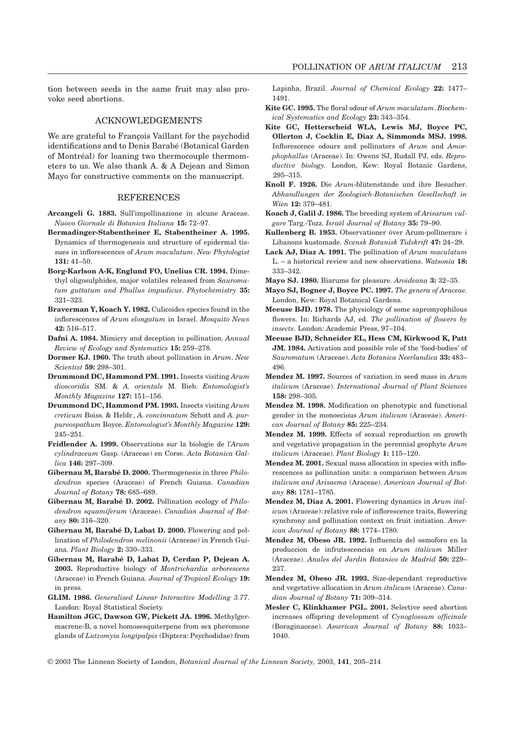tion between seeds in the same fruit may also provoke seed abortions.

## ACKNOWLEDGEMENTS

We are grateful to François Vaillant for the psychodid identifications and to Denis Barabé (Botanical Garden of Montréal) for loaning two thermocouple thermometers to us. We also thank A. & A Dejean and Simon Mayo for constructive comments on the manuscript.

## REFERENCES

**Arcangeli G. 1883.** Sull'impollinazione in alcune Araceae. *Nuovo Giornale di Botanica Italiana* **15:** 72–97.

**Bermadinger-Stabentheiner E, Stabentheiner A. 1995.** Dynamics of thermogenesis and structure of epidermal tissues in inflorescences of *Arum maculatum*. *New Phytologist* **131:** 41–50.

**Borg-Karlson A-K, Englund FO, Unelius CR. 1994.** Dimethyl oligosulphides, major volatiles released from *Sauromatum guttatum and Phallus impudicus*. *Phytochemistry* **35:** 321–323.

**Braverman Y, Koach Y. 1982.** Culicoides species found in the inflorescences of *Arum elongatum* in Israel. *Mosquito News* **42:** 516–517.

**Dafni A. 1984.** Mimicry and deception in pollination. *Annual Review of Ecology and Systematics* **15:** 259–278.

**Dormer KJ. 1960.** The truth about pollination in *Arum*. *New Scientist* **59:** 298–301.

**Drummond DC, Hammond PM. 1991.** Insects visiting *Arum dioscoridis* SM. & *A. orientale* M. Bieb. *Entomologist's Monthly Magazine* **127:** 151–156.

**Drummond DC, Hammond PM. 1993.** Insects visiting *Arum creticum* Boiss. & Heldr., *A. concinnatum* Schott and *A. purpureospathum* Boyce. *Entomologist's Monthly Magazine* **129:** 245–251.

**Fridlender A. 1999.** Observations sur la biologie de l'*Arum cylindraceum* Gasp. (Araceae) en Corse. *Acta Botanica Gallica* **146:** 297–309.

**Gibernau M, Barabé D. 2000.** Thermogenesis in three *Philodendron* species (Araceae) of French Guiana. *Canadian Journal of Botany* **78:** 685–689.

**Gibernau M, Barabé D. 2002.** Pollination ecology of *Philodendron squamiferum* (Araceae). *Canadian Journal of Botany* **80:** 316–320.

**Gibernau M, Barabé D, Labat D. 2000.** Flowering and pollination of *Philodendron melinonii* (Araceae) in French Guiana. *Plant Biology* **2:** 330–333.

**Gibernau M, Barabé D, Labat D, Cerdan P, Dejean A. 2003.** Reproductive biology of *Montrichardia arborescens* (Araceae) in French Guiana. *Journal of Tropical Ecology* **19:** in press.

**GLIM. 1986.** *Generalised Linear Interactive Modelling 3.77*. London: Royal Statistical Society.

**Hamilton JGC, Dawson GW, Pickett JA. 1996.** Methylgermacrene-B, a novel homosesquiterpene from sex pheromone glands of *Lutzomyia longipalpis* (Diptera: Psychodidae) from Lapinha, Brazil. *Journal of Chemical Ecology* **22:** 1477–1491.

**Kite GC. 1995.** The floral odour of *Arum maculatum*. *Biochemical Systematics and Ecology* **23:** 343–354.

**Kite GC, Hetterscheid WLA, Lewis MJ, Boyce PC, Ollerton J, Cocklin E, Diaz A, Simmonds MSJ. 1998.** Inflorescence odours and pollinators of *Arum* and *Amorphophallus* (Araceae). In: Owens SJ, Rudall PJ, eds. *Reproductive biology*. London, Kew: Royal Botanic Gardens, 295–315.

**Knoll F. 1926.** Die *Arum*-blütenstände und ihre Besucher. *Abhandlungen der Zoologisch-Botanischen Gesellschaft in Wien* **12:** 379–481.

**Koach J, Galil J. 1986.** The breeding system of *Arisarum vulgare* Targ.-Tozz. *Israël Journal of Botany* **35:** 79–90.

**Kullenberg B. 1953.** Observationer över Arum-pollinerare i Libanons kustomade. *Svensk Botanisk Tidskrift* **47:** 24–29.

**Lack AJ, Diaz A. 1991.** The pollination of *Arum maculatum* L. – a historical review and new observations. *Watsonia* **18:** 333–342.

**Mayo SJ. 1980.** Biarums for pleasure. *Aroideana* **3:** 32–35.

**Mayo SJ, Bogner J, Boyce PC. 1997.** *The genera of Araceae.* London, Kew: Royal Botanical Gardens.

**Meeuse BJD. 1978.** The physiology of some sapromyophilous flowers. In: Richards AJ, ed. *The pollination of flowers by insects*. London: Academic Press, 97–104.

**Meeuse BJD, Schneider EL, Hess CM, Kirkwood K, Patt JM. 1984.** Activation and possible role of the 'food-bodies' of *Sauromatum* (Araceae). *Acta Botanica Neerlandica* **33:** 483–496.

**Mendez M. 1997.** Sources of variation in seed mass in *Arum italicum* (Araceae). *International Journal of Plant Sciences* **158:** 298–305.

**Mendez M. 1998.** Modification on phenotypic and functional gender in the monoecious *Arum italicum* (Araceae). *American Journal of Botany* **85:** 225–234.

**Mendez M. 1999.** Effects of sexual reproduction on growth and vegetative propagation in the perennial geophyte *Arum italicum* (Araceae). *Plant Biology* **1:** 115–120.

**Mendez M. 2001.** Sexual mass allocation in species with inflorescences as pollination units: a comparison between *Arum italicum and Arisaema* (Araceae). *American Journal of Botany* **88:** 1781–1785.

**Mendez M, Diaz A. 2001.** Flowering dynamics in *Arum italicum* (Araceae): relative role of inflorescence traits, flowering synchrony and pollination context on fruit initiation. *American Journal of Botany* **88:** 1774–1780.

**Mendez M, Obeso JR. 1992.** Influencia del osmoforo en la produccion de infrutescencias en *Arum italicum* Miller (Araceae). *Anales del Jardin Botanico de Madrid* **50:** 229–237.

**Mendez M, Obeso JR. 1993.** Size-dependant reproductive and vegetative allocation in *Arum italicum* (Araceae). *Canadian Journal of Botany* **71:** 309–314.

**Mesler C, Klinkhamer PGL. 2001.** Selective seed abortion increases offspring development of *Cynoglossum officinale* (Boraginaceae). *American Journal of Botany* **88:** 1033–1040.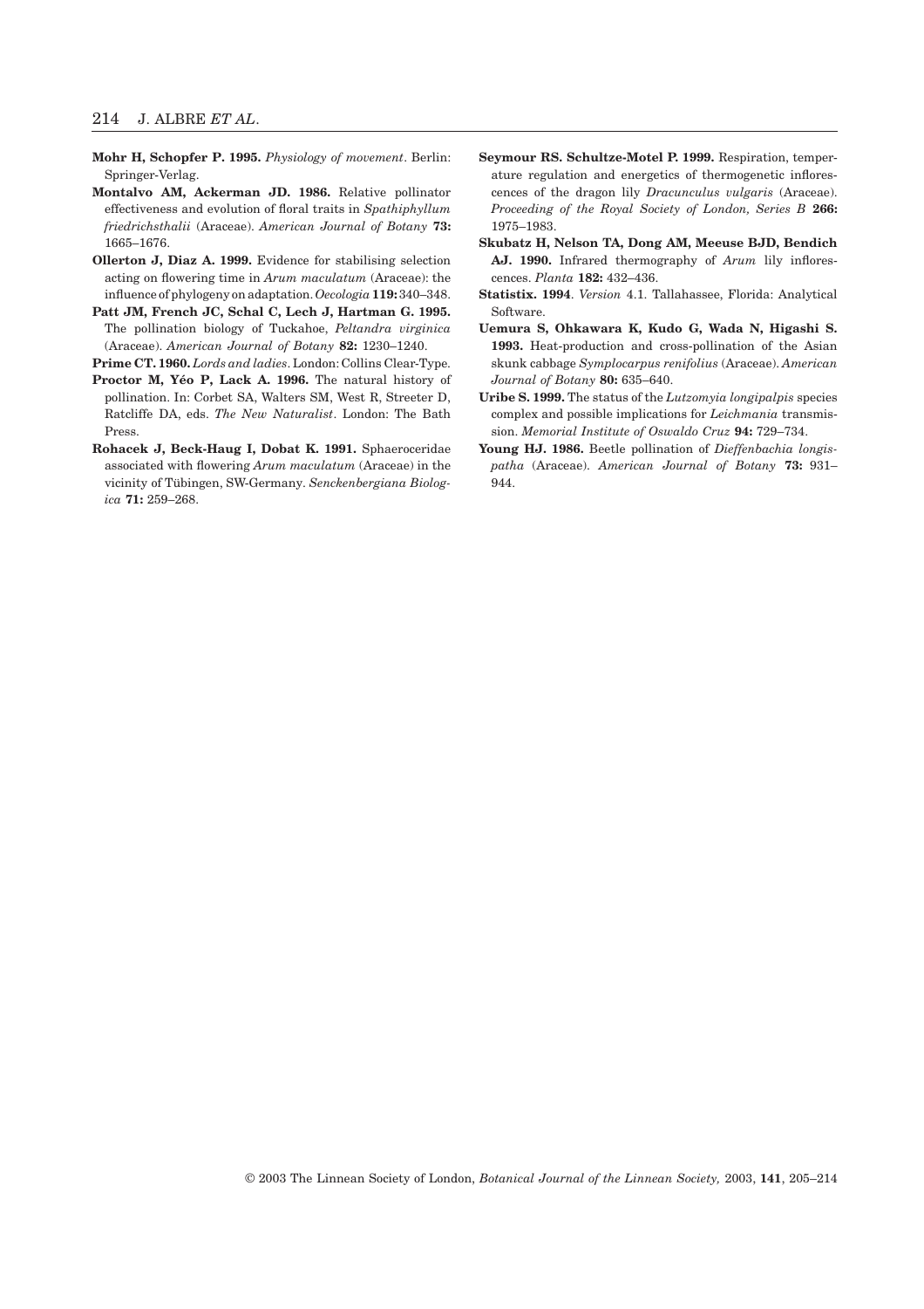**Mohr H, Schopfer P. 1995.** *Physiology of movement*. Berlin: Springer-Verlag.

**Montalvo AM, Ackerman JD. 1986.** Relative pollinator effectiveness and evolution of floral traits in *Spathiphyllum friedrichsthalii* (Araceae). *American Journal of Botany* **73:** 1665–1676.

**Ollerton J, Diaz A. 1999.** Evidence for stabilising selection acting on flowering time in *Arum maculatum* (Araceae): the influence of phylogeny on adaptation. *Oecologia* **119:** 340–348.

**Patt JM, French JC, Schal C, Lech J, Hartman G. 1995.** The pollination biology of Tuckahoe, *Peltandra virginica* (Araceae). *American Journal of Botany* **82:** 1230–1240.

**Prime CT. 1960.** *Lords and ladies*. London: Collins Clear-Type.

**Proctor M, Yéo P, Lack A. 1996.** The natural history of pollination. In: Corbet SA, Walters SM, West R, Streeter D, Ratcliffe DA, eds. *The New Naturalist*. London: The Bath Press.

**Rohacek J, Beck-Haug I, Dobat K. 1991.** Sphaeroceridae associated with flowering *Arum maculatum* (Araceae) in the vicinity of Tübingen, SW-Germany. *Senckenbergiana Biologica* **71:** 259–268.

**Seymour RS. Schultze-Motel P. 1999.** Respiration, temperature regulation and energetics of thermogenetic inflorescences of the dragon lily *Dracunculus vulgaris* (Araceae). *Proceeding of the Royal Society of London, Series B* **266:** 1975–1983.

**Skubatz H, Nelson TA, Dong AM, Meeuse BJD, Bendich AJ. 1990.** Infrared thermography of *Arum* lily inflorescences. *Planta* **182:** 432–436.

**Statistix. 1994**. *Version* 4.1. Tallahassee, Florida: Analytical Software.

**Uemura S, Ohkawara K, Kudo G, Wada N, Higashi S. 1993.** Heat-production and cross-pollination of the Asian skunk cabbage *Symplocarpus renifolius* (Araceae). *American Journal of Botany* **80:** 635–640.

**Uribe S. 1999.** The status of the *Lutzomyia longipalpis* species complex and possible implications for *Leichmania* transmission. *Memorial Institute of Oswaldo Cruz* **94:** 729–734.

**Young HJ. 1986.** Beetle pollination of *Dieffenbachia longispatha* (Araceae). *American Journal of Botany* **73:** 931–944.